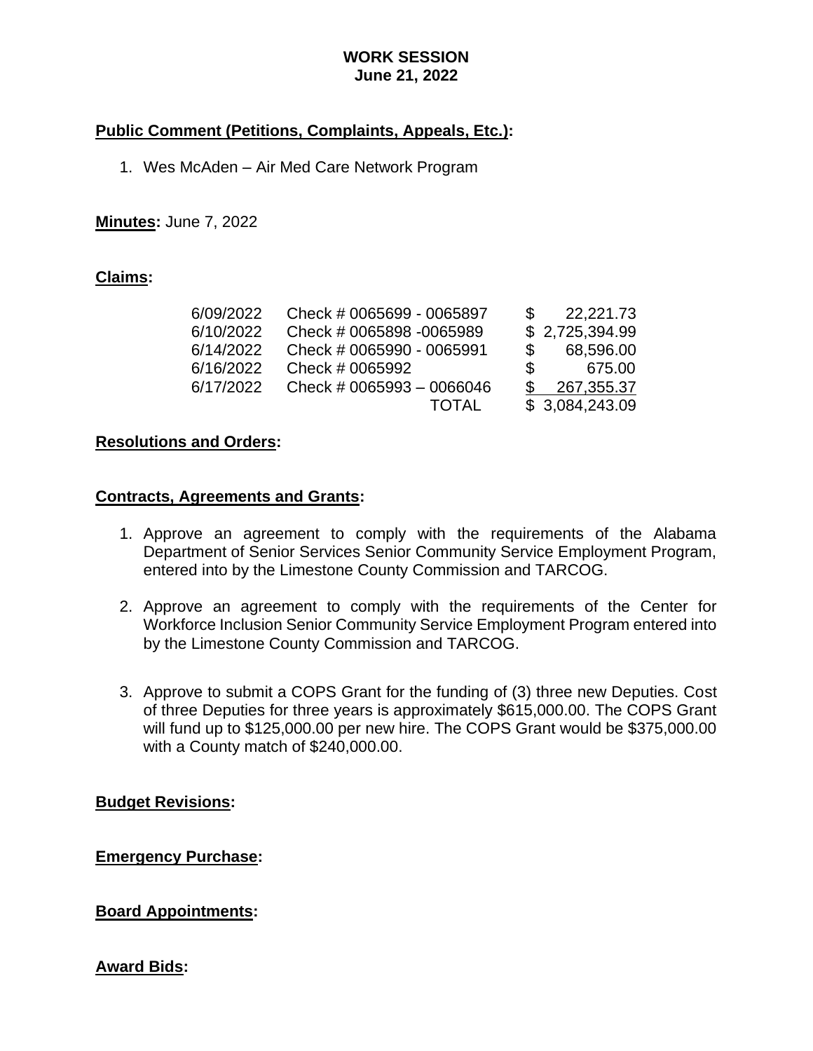# WORK SESSION
## June 21, 2022

**Public Comment (Petitions, Complaints, Appeals, Etc.):**

1. Wes McAden – Air Med Care Network Program

**Minutes:** June 7, 2022

**Claims:**

| | | |
|---|---|---|
| 6/09/2022 | Check # 0065699 - 0065897 | $ 22,221.73 |
| 6/10/2022 | Check # 0065898 -0065989 | $ 2,725,394.99 |
| 6/14/2022 | Check # 0065990 - 0065991 | $ 68,596.00 |
| 6/16/2022 | Check # 0065992 | $ 675.00 |
| 6/17/2022 | Check # 0065993 – 0066046 | $ 267,355.37 |
| | TOTAL | $ 3,084,243.09 |

**Resolutions and Orders:**

**Contracts, Agreements and Grants:**

1. Approve an agreement to comply with the requirements of the Alabama Department of Senior Services Senior Community Service Employment Program, entered into by the Limestone County Commission and TARCOG.

2. Approve an agreement to comply with the requirements of the Center for Workforce Inclusion Senior Community Service Employment Program entered into by the Limestone County Commission and TARCOG.

3. Approve to submit a COPS Grant for the funding of (3) three new Deputies. Cost of three Deputies for three years is approximately $615,000.00. The COPS Grant will fund up to $125,000.00 per new hire. The COPS Grant would be $375,000.00 with a County match of $240,000.00.

**Budget Revisions:**

**Emergency Purchase:**

**Board Appointments:**

**Award Bids:**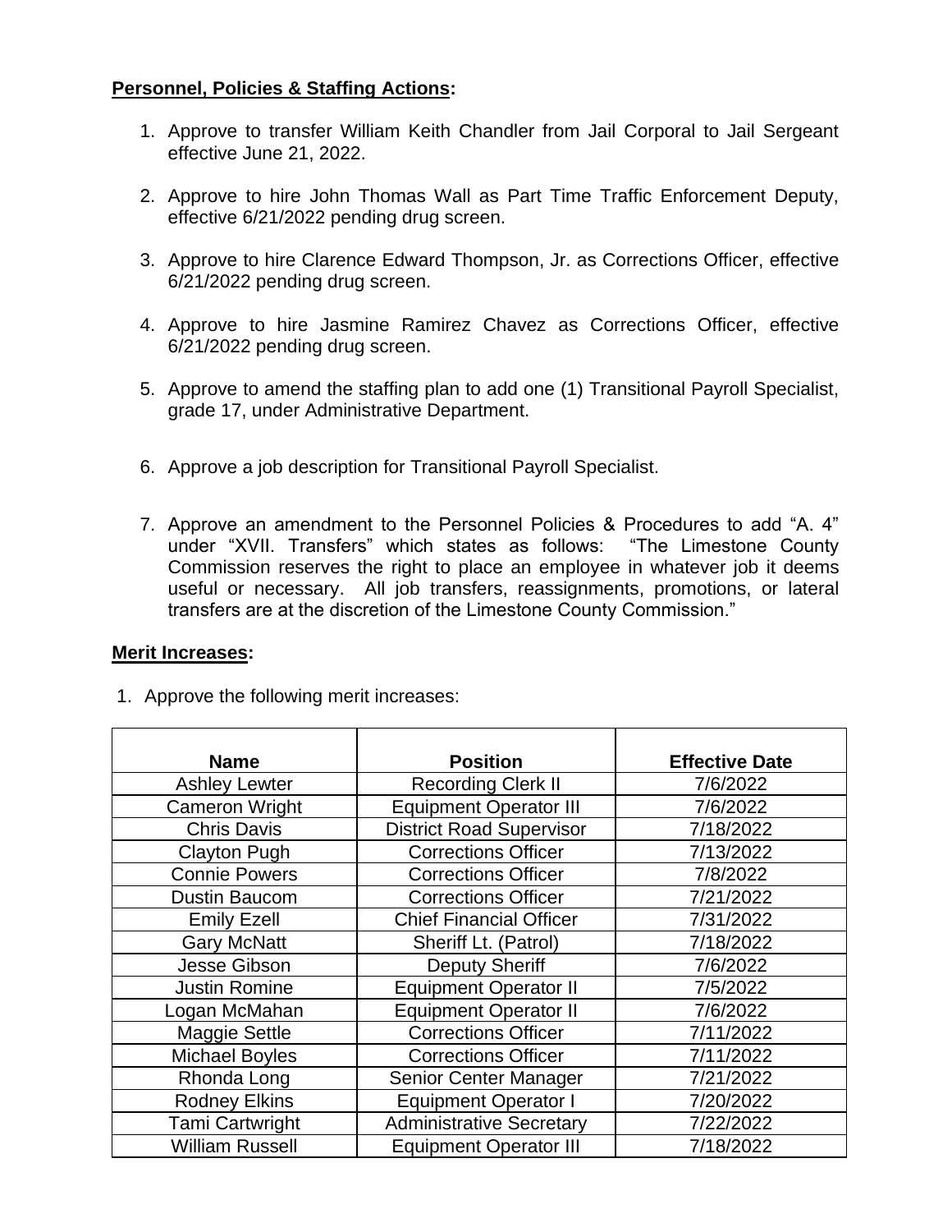**Personnel, Policies & Staffing Actions:**

1. Approve to transfer William Keith Chandler from Jail Corporal to Jail Sergeant effective June 21, 2022.

2. Approve to hire John Thomas Wall as Part Time Traffic Enforcement Deputy, effective 6/21/2022 pending drug screen.

3. Approve to hire Clarence Edward Thompson, Jr. as Corrections Officer, effective 6/21/2022 pending drug screen.

4. Approve to hire Jasmine Ramirez Chavez as Corrections Officer, effective 6/21/2022 pending drug screen.

5. Approve to amend the staffing plan to add one (1) Transitional Payroll Specialist, grade 17, under Administrative Department.

6. Approve a job description for Transitional Payroll Specialist.

7. Approve an amendment to the Personnel Policies & Procedures to add "A. 4" under "XVII. Transfers" which states as follows: "The Limestone County Commission reserves the right to place an employee in whatever job it deems useful or necessary. All job transfers, reassignments, promotions, or lateral transfers are at the discretion of the Limestone County Commission."

**Merit Increases:**

1. Approve the following merit increases:

| Name | Position | Effective Date |
|---|---|---|
| Ashley Lewter | Recording Clerk II | 7/6/2022 |
| Cameron Wright | Equipment Operator III | 7/6/2022 |
| Chris Davis | District Road Supervisor | 7/18/2022 |
| Clayton Pugh | Corrections Officer | 7/13/2022 |
| Connie Powers | Corrections Officer | 7/8/2022 |
| Dustin Baucom | Corrections Officer | 7/21/2022 |
| Emily Ezell | Chief Financial Officer | 7/31/2022 |
| Gary McNatt | Sheriff Lt. (Patrol) | 7/18/2022 |
| Jesse Gibson | Deputy Sheriff | 7/6/2022 |
| Justin Romine | Equipment Operator II | 7/5/2022 |
| Logan McMahan | Equipment Operator II | 7/6/2022 |
| Maggie Settle | Corrections Officer | 7/11/2022 |
| Michael Boyles | Corrections Officer | 7/11/2022 |
| Rhonda Long | Senior Center Manager | 7/21/2022 |
| Rodney Elkins | Equipment Operator I | 7/20/2022 |
| Tami Cartwright | Administrative Secretary | 7/22/2022 |
| William Russell | Equipment Operator III | 7/18/2022 |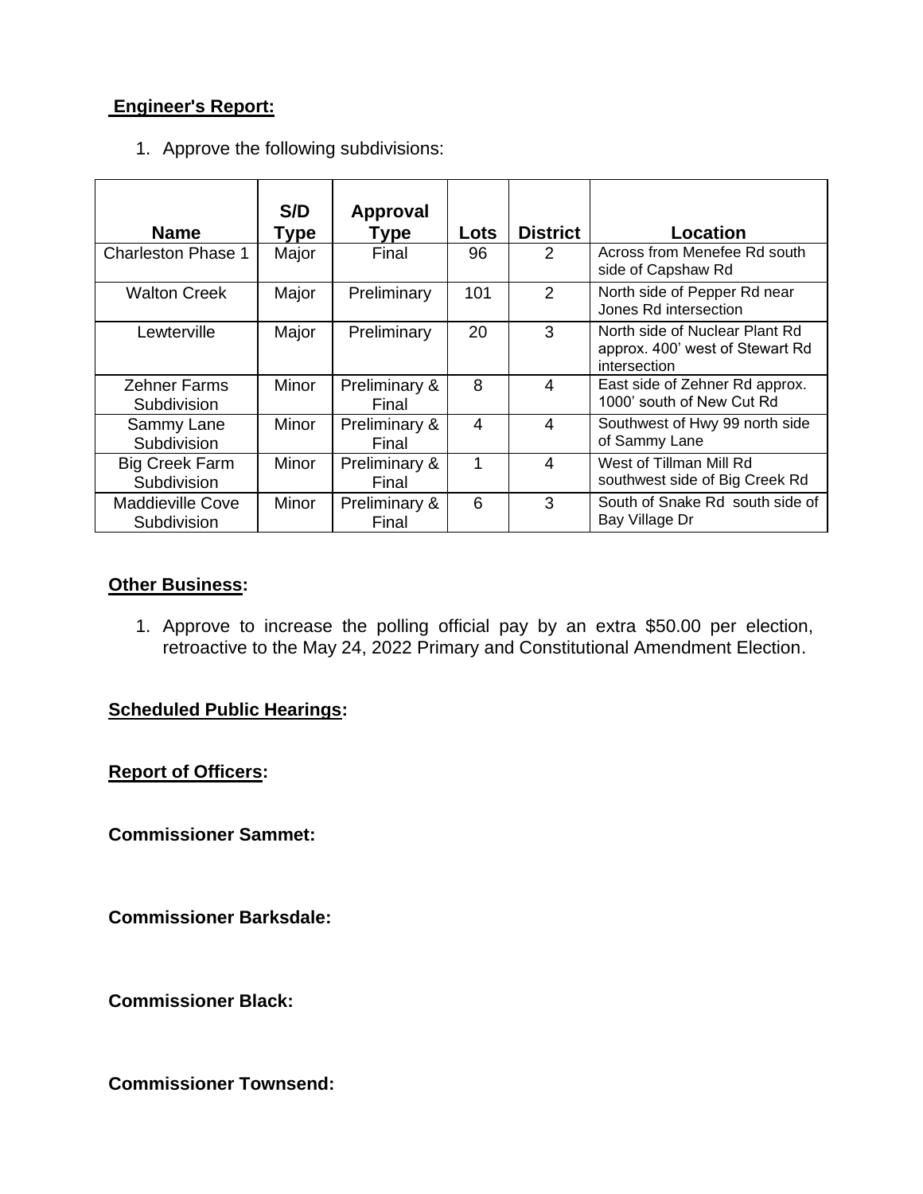**Engineer's Report:**

1. Approve the following subdivisions:

| Name | S/D Type | Approval Type | Lots | District | Location |
|---|---|---|---|---|---|
| Charleston Phase 1 | Major | Final | 96 | 2 | Across from Menefee Rd south side of Capshaw Rd |
| Walton Creek | Major | Preliminary | 101 | 2 | North side of Pepper Rd near Jones Rd intersection |
| Lewterville | Major | Preliminary | 20 | 3 | North side of Nuclear Plant Rd approx. 400' west of Stewart Rd intersection |
| Zehner Farms Subdivision | Minor | Preliminary & Final | 8 | 4 | East side of Zehner Rd approx. 1000' south of New Cut Rd |
| Sammy Lane Subdivision | Minor | Preliminary & Final | 4 | 4 | Southwest of Hwy 99 north side of Sammy Lane |
| Big Creek Farm Subdivision | Minor | Preliminary & Final | 1 | 4 | West of Tillman Mill Rd southwest side of Big Creek Rd |
| Maddieville Cove Subdivision | Minor | Preliminary & Final | 6 | 3 | South of Snake Rd south side of Bay Village Dr |

**Other Business:**

1. Approve to increase the polling official pay by an extra $50.00 per election, retroactive to the May 24, 2022 Primary and Constitutional Amendment Election.

**Scheduled Public Hearings:**

**Report of Officers:**

**Commissioner Sammet:**

**Commissioner Barksdale:**

**Commissioner Black:**

**Commissioner Townsend:**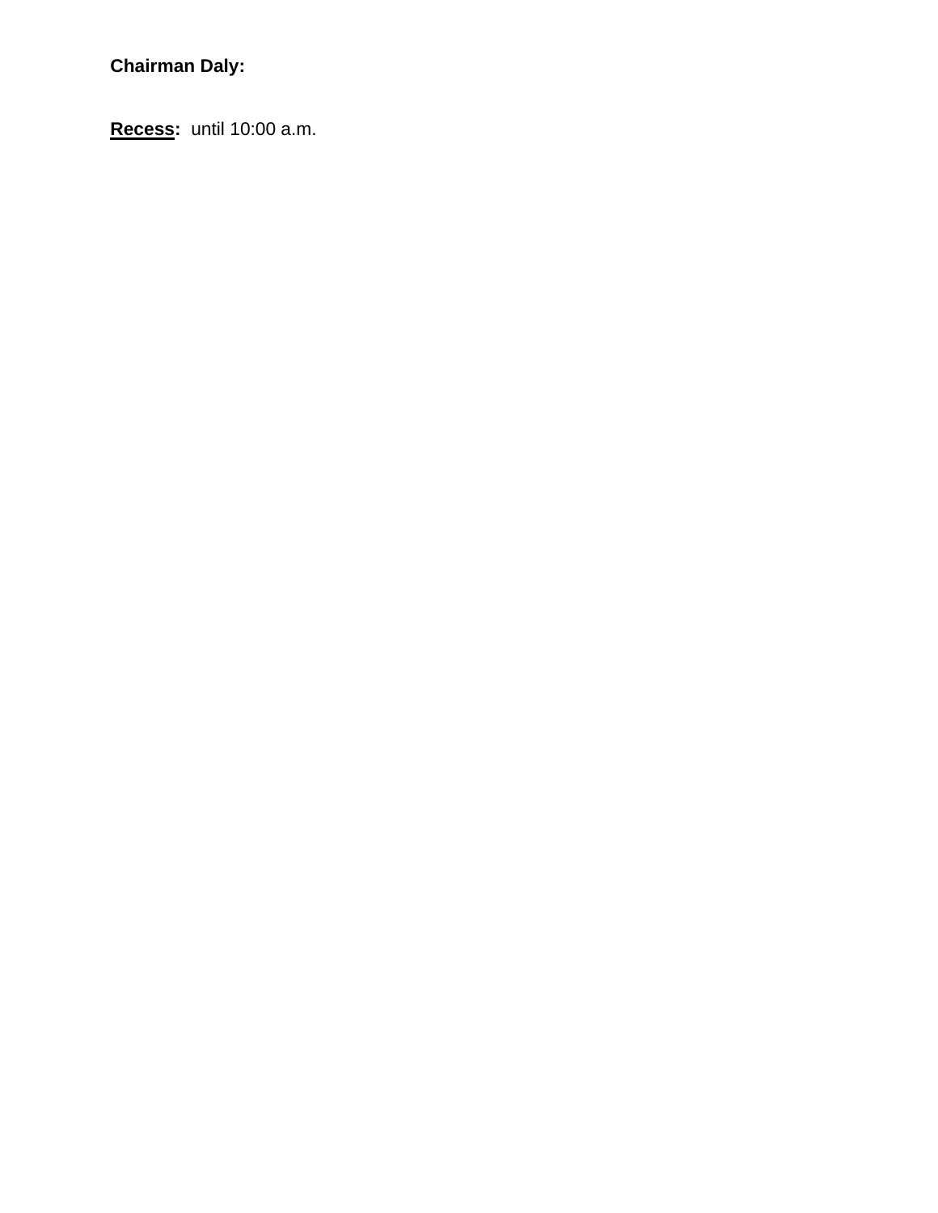**Chairman Daly:**

**<u>Recess:</u>** until 10:00 a.m.